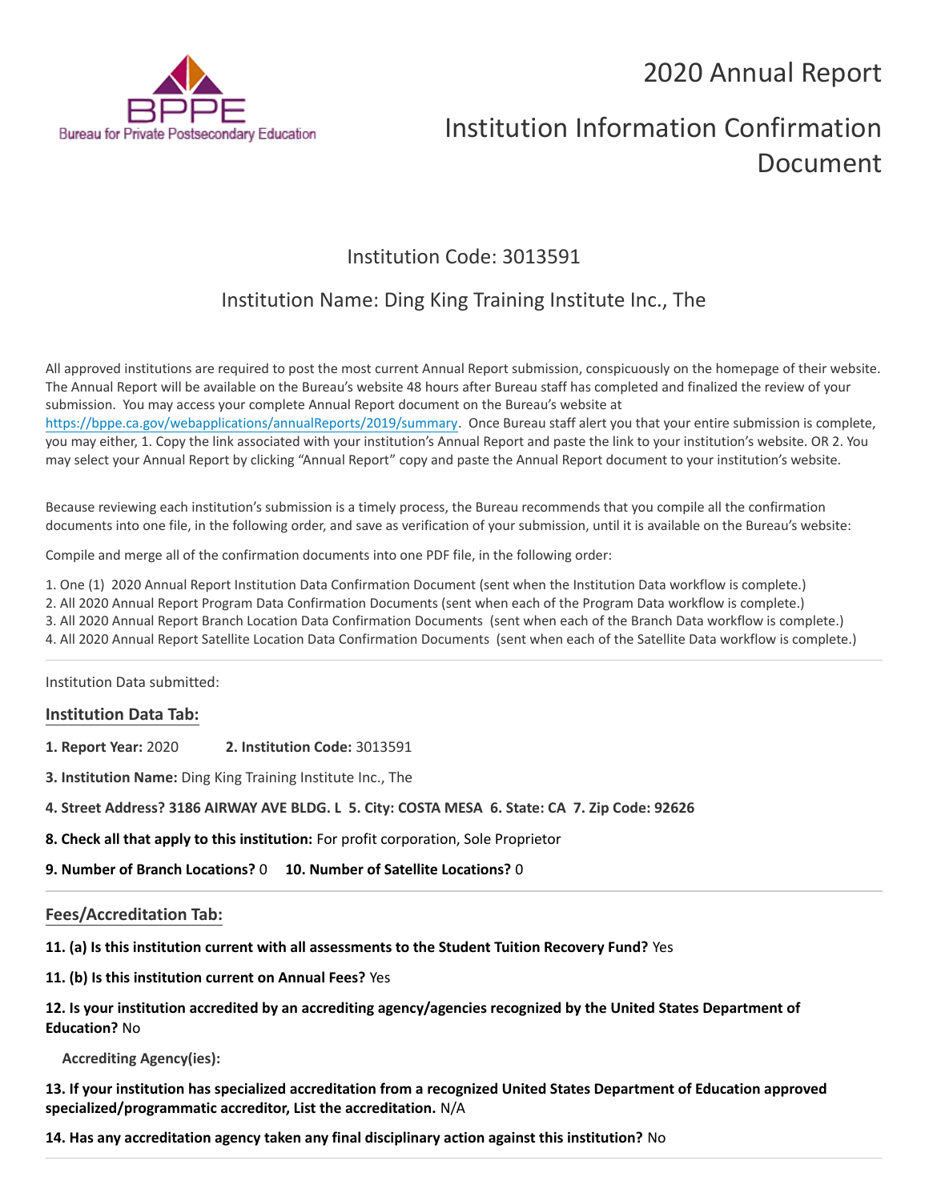Bureau for Private Postsecondary Education

# 2020 Annual Report

# Institution Information Confirmation Document

## Institution Code: 3013591

## Institution Name: Ding King Training Institute Inc., The

All approved institutions are required to post the most current Annual Report submission, conspicuously on the homepage of their website. The Annual Report will be available on the Bureau's website 48 hours after Bureau staff has completed and finalized the review of your submission. You may access your complete Annual Report document on the Bureau's website at https://bppe.ca.gov/webapplications/annualReports/2019/summary. Once Bureau staff alert you that your entire submission is complete, you may either, 1. Copy the link associated with your institution's Annual Report and paste the link to your institution's website. OR 2. You may select your Annual Report by clicking "Annual Report" copy and paste the Annual Report document to your institution's website.

Because reviewing each institution's submission is a timely process, the Bureau recommends that you compile all the confirmation documents into one file, in the following order, and save as verification of your submission, until it is available on the Bureau's website:

Compile and merge all of the confirmation documents into one PDF file, in the following order:

1. One (1) 2020 Annual Report Institution Data Confirmation Document (sent when the Institution Data workflow is complete.)
2. All 2020 Annual Report Program Data Confirmation Documents (sent when each of the Program Data workflow is complete.)
3. All 2020 Annual Report Branch Location Data Confirmation Documents (sent when each of the Branch Data workflow is complete.)
4. All 2020 Annual Report Satellite Location Data Confirmation Documents (sent when each of the Satellite Data workflow is complete.)

---

Institution Data submitted:

### Institution Data Tab:

**1. Report Year:** 2020 **2. Institution Code:** 3013591

**3. Institution Name:** Ding King Training Institute Inc., The

**4. Street Address? 3186 AIRWAY AVE BLDG. L 5. City: COSTA MESA 6. State: CA 7. Zip Code: 92626**

**8. Check all that apply to this institution:** For profit corporation, Sole Proprietor

**9. Number of Branch Locations?** 0 **10. Number of Satellite Locations?** 0

---

### Fees/Accreditation Tab:

**11. (a) Is this institution current with all assessments to the Student Tuition Recovery Fund?** Yes

**11. (b) Is this institution current on Annual Fees?** Yes

**12. Is your institution accredited by an accrediting agency/agencies recognized by the United States Department of Education?** No

**Accrediting Agency(ies):**

**13. If your institution has specialized accreditation from a recognized United States Department of Education approved specialized/programmatic accreditor, List the accreditation.** N/A

**14. Has any accreditation agency taken any final disciplinary action against this institution?** No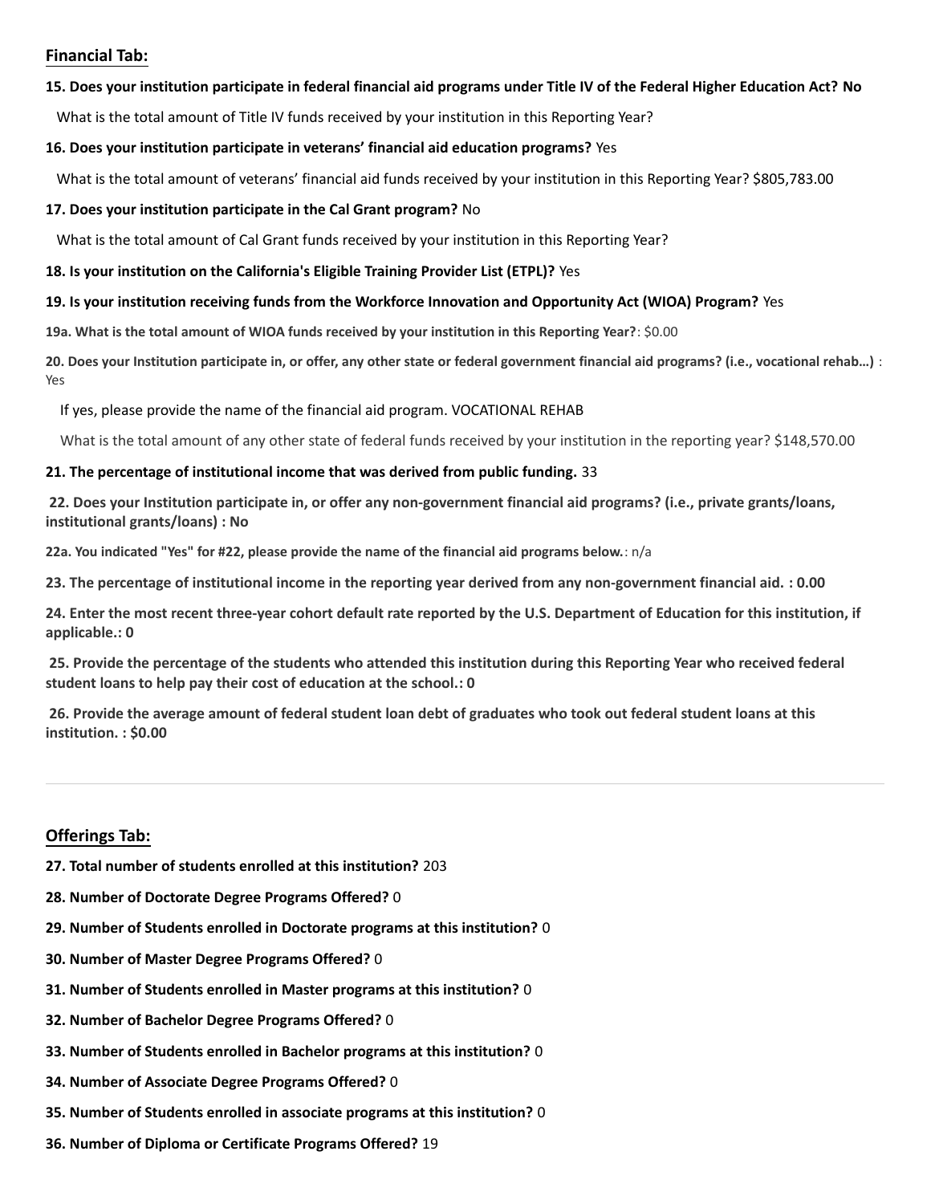## Financial Tab:

**15. Does your institution participate in federal financial aid programs under Title IV of the Federal Higher Education Act? No**

What is the total amount of Title IV funds received by your institution in this Reporting Year?

**16. Does your institution participate in veterans' financial aid education programs?** Yes

What is the total amount of veterans' financial aid funds received by your institution in this Reporting Year? $805,783.00

**17. Does your institution participate in the Cal Grant program?** No

What is the total amount of Cal Grant funds received by your institution in this Reporting Year?

**18. Is your institution on the California's Eligible Training Provider List (ETPL)?** Yes

**19. Is your institution receiving funds from the Workforce Innovation and Opportunity Act (WIOA) Program?** Yes

**19a. What is the total amount of WIOA funds received by your institution in this Reporting Year?**: $0.00

**20. Does your Institution participate in, or offer, any other state or federal government financial aid programs? (i.e., vocational rehab...)** : Yes

If yes, please provide the name of the financial aid program. VOCATIONAL REHAB

What is the total amount of any other state of federal funds received by your institution in the reporting year? $148,570.00

**21. The percentage of institutional income that was derived from public funding.** 33

**22. Does your Institution participate in, or offer any non-government financial aid programs? (i.e., private grants/loans, institutional grants/loans) : No**

**22a. You indicated "Yes" for #22, please provide the name of the financial aid programs below.**: n/a

**23. The percentage of institutional income in the reporting year derived from any non-government financial aid. : 0.00**

**24. Enter the most recent three-year cohort default rate reported by the U.S. Department of Education for this institution, if applicable.: 0**

**25. Provide the percentage of the students who attended this institution during this Reporting Year who received federal student loans to help pay their cost of education at the school.: 0**

**26. Provide the average amount of federal student loan debt of graduates who took out federal student loans at this institution. : $0.00**

---

## Offerings Tab:

**27. Total number of students enrolled at this institution?** 203

**28. Number of Doctorate Degree Programs Offered?** 0

**29. Number of Students enrolled in Doctorate programs at this institution?** 0

**30. Number of Master Degree Programs Offered?** 0

**31. Number of Students enrolled in Master programs at this institution?** 0

**32. Number of Bachelor Degree Programs Offered?** 0

**33. Number of Students enrolled in Bachelor programs at this institution?** 0

**34. Number of Associate Degree Programs Offered?** 0

**35. Number of Students enrolled in associate programs at this institution?** 0

**36. Number of Diploma or Certificate Programs Offered?** 19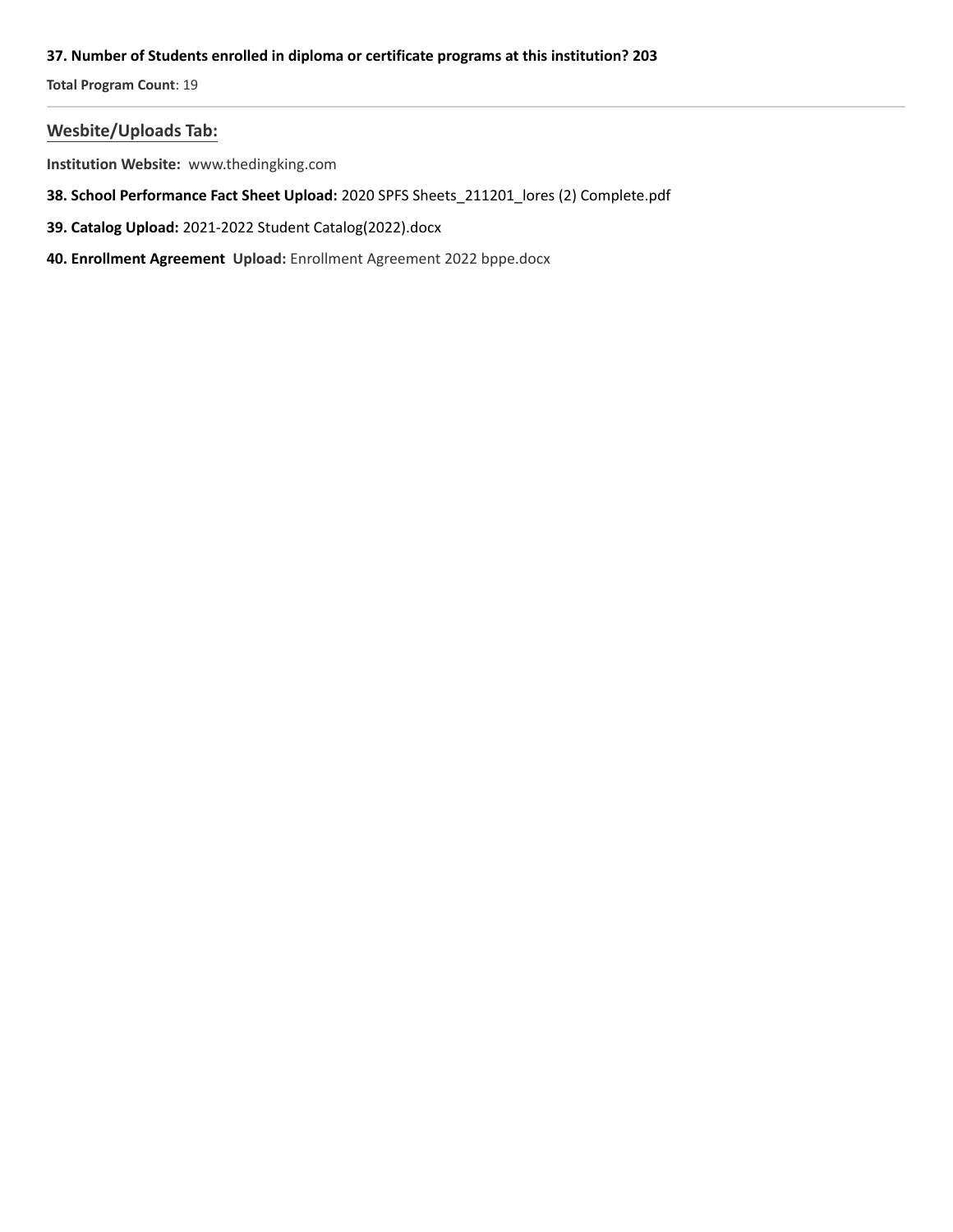**37. Number of Students enrolled in diploma or certificate programs at this institution? 203**

**Total Program Count**: 19

---

## Wesbite/Uploads Tab:

**Institution Website:** www.thedingking.com

**38. School Performance Fact Sheet Upload:** 2020 SPFS Sheets_211201_lores (2) Complete.pdf

**39. Catalog Upload:** 2021-2022 Student Catalog(2022).docx

**40. Enrollment Agreement Upload:** Enrollment Agreement 2022 bppe.docx